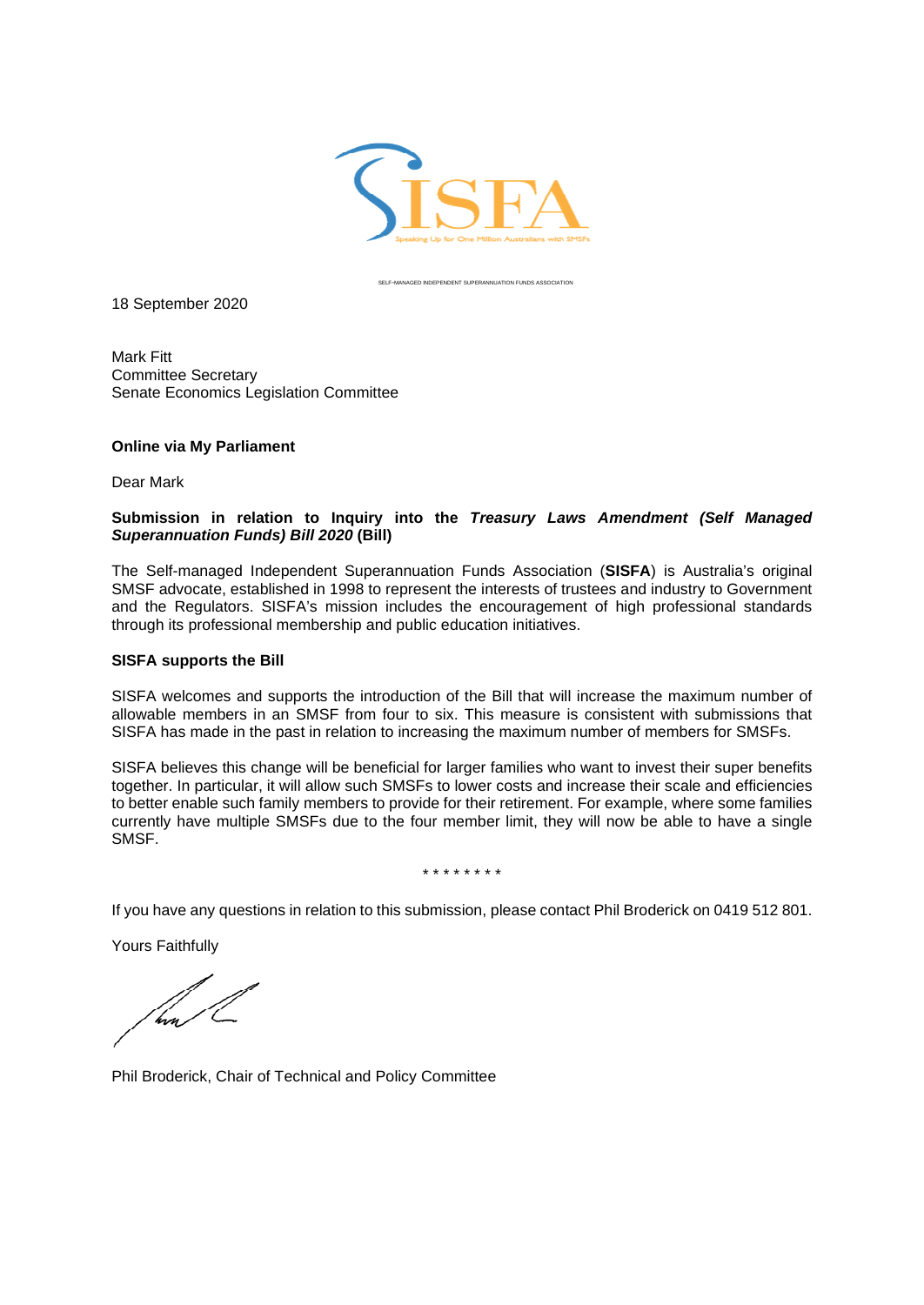SISFA

Speaking Up for One Million Australians with SMSFs

SELF-MANAGED INDEPENDENT SUPERANNUATION FUNDS ASSOCIATION

18 September 2020

Mark Fitt
Committee Secretary
Senate Economics Legislation Committee

**Online via My Parliament**

Dear Mark

**Submission in relation to Inquiry into the *Treasury Laws Amendment (Self Managed Superannuation Funds) Bill 2020* (Bill)**

The Self-managed Independent Superannuation Funds Association (**SISFA**) is Australia's original SMSF advocate, established in 1998 to represent the interests of trustees and industry to Government and the Regulators. SISFA's mission includes the encouragement of high professional standards through its professional membership and public education initiatives.

**SISFA supports the Bill**

SISFA welcomes and supports the introduction of the Bill that will increase the maximum number of allowable members in an SMSF from four to six. This measure is consistent with submissions that SISFA has made in the past in relation to increasing the maximum number of members for SMSFs.

SISFA believes this change will be beneficial for larger families who want to invest their super benefits together. In particular, it will allow such SMSFs to lower costs and increase their scale and efficiencies to better enable such family members to provide for their retirement. For example, where some families currently have multiple SMSFs due to the four member limit, they will now be able to have a single SMSF.

\* \* \* \* \* \* \* \*

If you have any questions in relation to this submission, please contact Phil Broderick on 0419 512 801.

Yours Faithfully

Phil Broderick, Chair of Technical and Policy Committee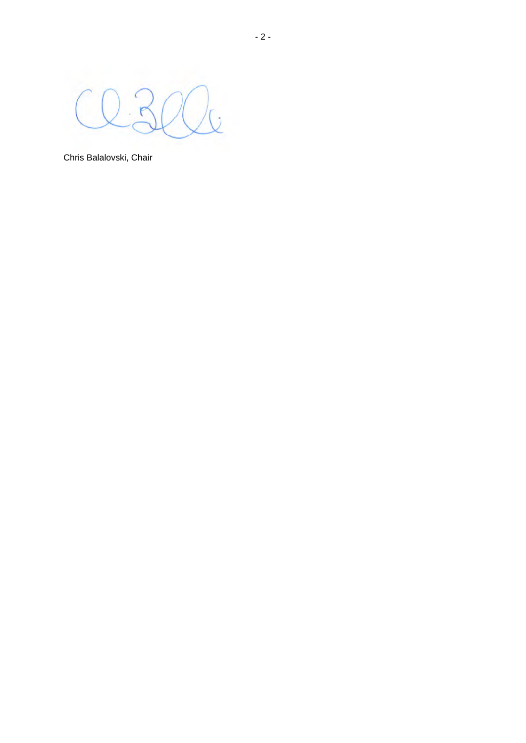Chris Balalovski, Chair